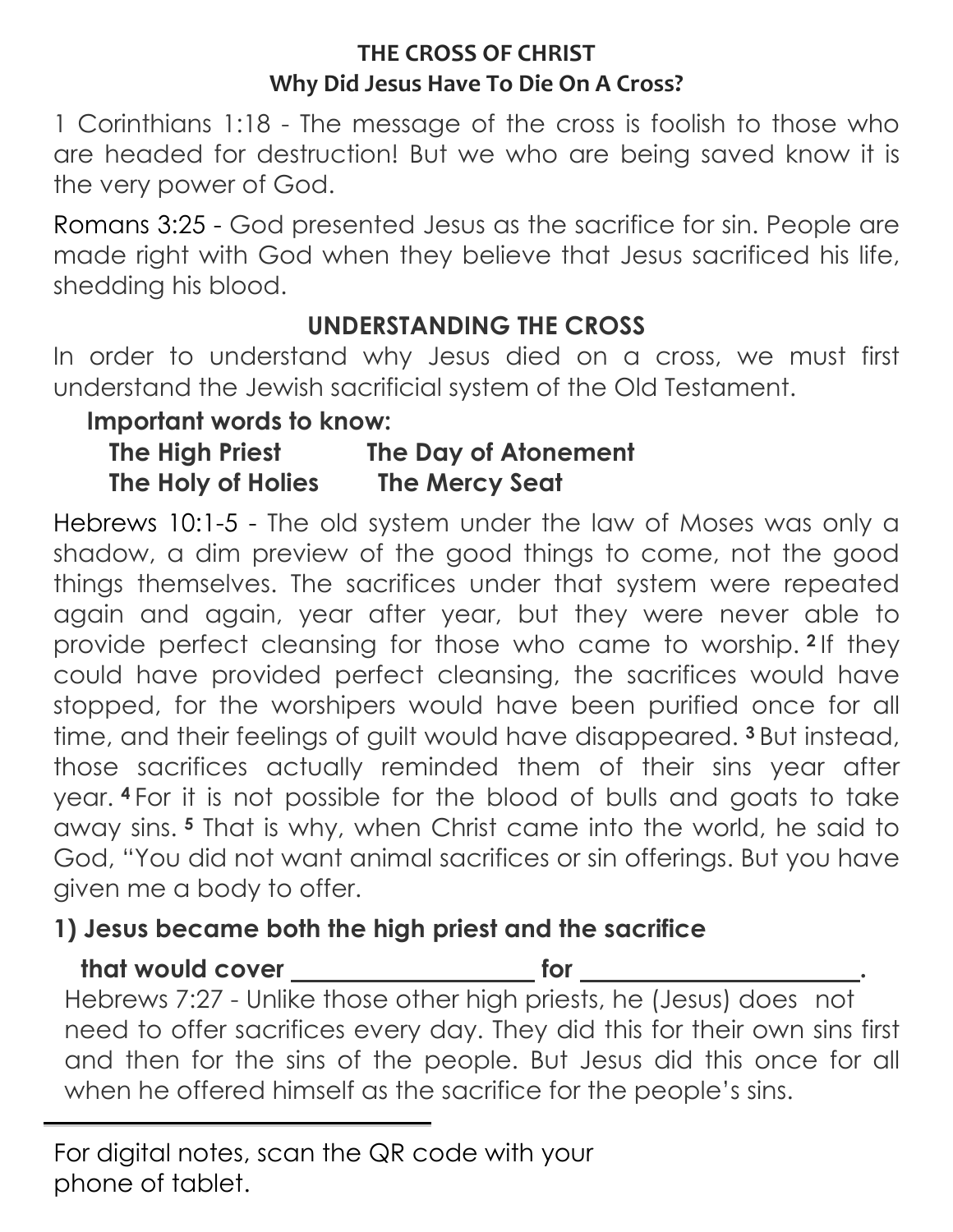## THE CROSS OF CHRIST

### Why Did Jesus Have To Die On A Cross?

1 Corinthians 1:18 - The message of the cross is foolish to those who are headed for destruction! But we who are being saved know it is the very power of God.

Romans 3:25 - God presented Jesus as the sacrifice for sin. People are made right with God when they believe that Jesus sacrificed his life, shedding his blood.

### UNDERSTANDING THE CROSS

In order to understand why Jesus died on a cross, we must first understand the Jewish sacrificial system of the Old Testament.

**Important words to know:**

**The High Priest** **The Day of Atonement**
**The Holy of Holies** **The Mercy Seat**

Hebrews 10:1-5 - The old system under the law of Moses was only a shadow, a dim preview of the good things to come, not the good things themselves. The sacrifices under that system were repeated again and again, year after year, but they were never able to provide perfect cleansing for those who came to worship. **2** If they could have provided perfect cleansing, the sacrifices would have stopped, for the worshipers would have been purified once for all time, and their feelings of guilt would have disappeared. **3** But instead, those sacrifices actually reminded them of their sins year after year. **4** For it is not possible for the blood of bulls and goats to take away sins. **5** That is why, when Christ came into the world, he said to God, "You did not want animal sacrifices or sin offerings. But you have given me a body to offer.

**1) Jesus became both the high priest and the sacrifice that would cover ____________________ for ______________________.**

Hebrews 7:27 - Unlike those other high priests, he (Jesus) does not need to offer sacrifices every day. They did this for their own sins first and then for the sins of the people. But Jesus did this once for all when he offered himself as the sacrifice for the people's sins.

---

For digital notes, scan the QR code with your phone of tablet.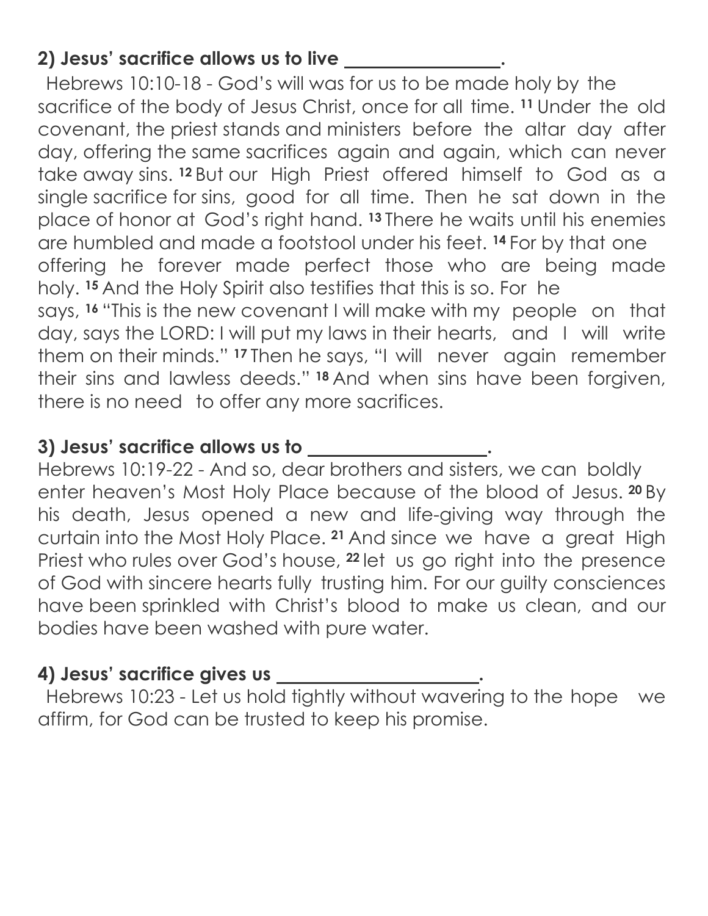**2) Jesus' sacrifice allows us to live \_\_\_\_\_\_\_\_\_\_\_\_\_\_\_\_.**

Hebrews 10:10-18 - God's will was for us to be made holy by the sacrifice of the body of Jesus Christ, once for all time. **11** Under the old covenant, the priest stands and ministers before the altar day after day, offering the same sacrifices again and again, which can never take away sins. **12** But our High Priest offered himself to God as a single sacrifice for sins, good for all time. Then he sat down in the place of honor at God's right hand. **13** There he waits until his enemies are humbled and made a footstool under his feet. **14** For by that one offering he forever made perfect those who are being made holy. **15** And the Holy Spirit also testifies that this is so. For he says, **16** "This is the new covenant I will make with my people on that day, says the LORD: I will put my laws in their hearts, and I will write them on their minds." **17** Then he says, "I will never again remember their sins and lawless deeds." **18** And when sins have been forgiven, there is no need to offer any more sacrifices.

**3) Jesus' sacrifice allows us to \_\_\_\_\_\_\_\_\_\_\_\_\_\_\_\_\_\_\_.**

Hebrews 10:19-22 - And so, dear brothers and sisters, we can boldly enter heaven's Most Holy Place because of the blood of Jesus. **20** By his death, Jesus opened a new and life-giving way through the curtain into the Most Holy Place. **21** And since we have a great High Priest who rules over God's house, **22** let us go right into the presence of God with sincere hearts fully trusting him. For our guilty consciences have been sprinkled with Christ's blood to make us clean, and our bodies have been washed with pure water.

**4) Jesus' sacrifice gives us \_\_\_\_\_\_\_\_\_\_\_\_\_\_\_\_\_\_\_\_\_.**

Hebrews 10:23 - Let us hold tightly without wavering to the hope we affirm, for God can be trusted to keep his promise.